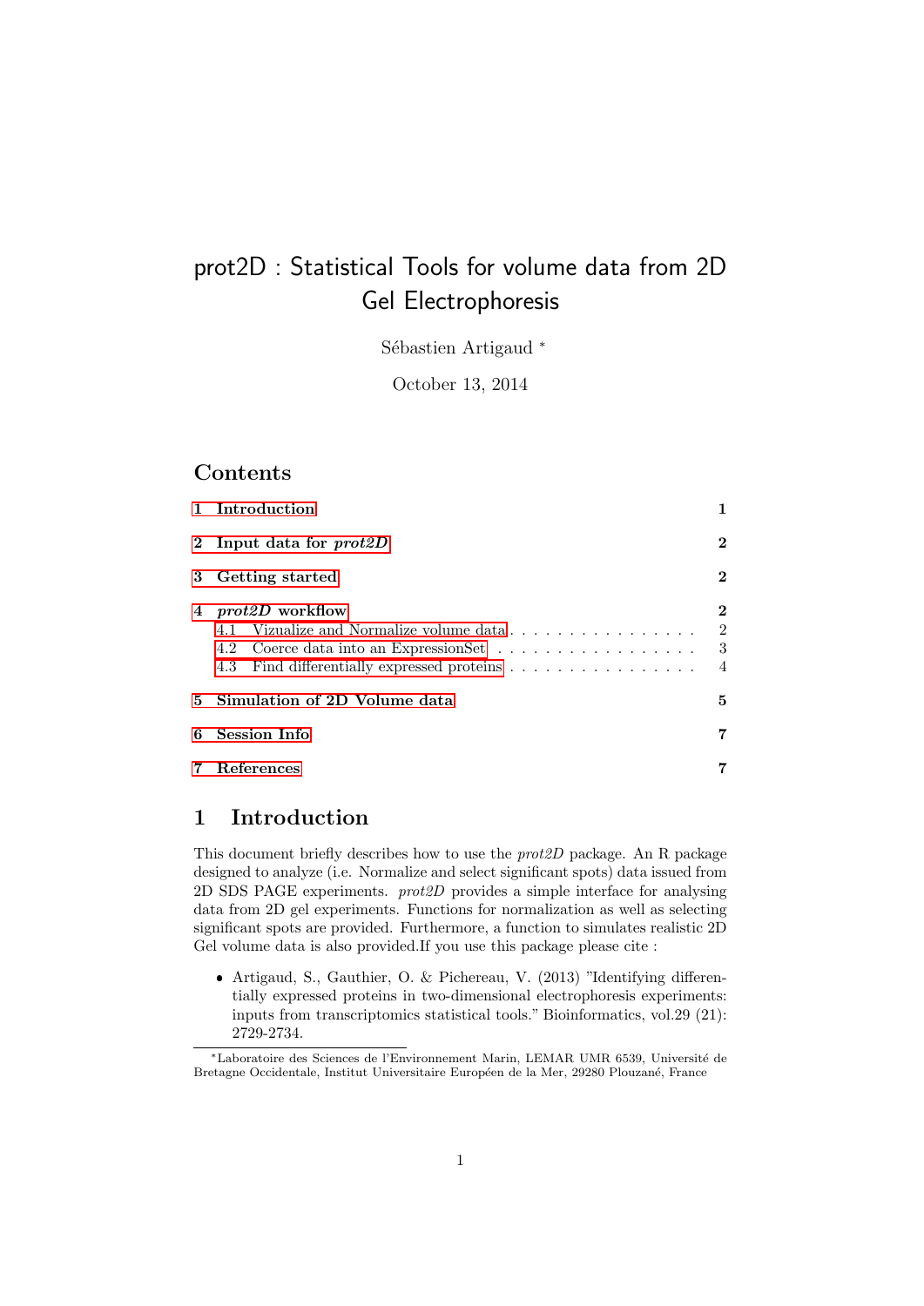# prot2D : Statistical Tools for volume data from 2D Gel Electrophoresis

Sébastien Artigaud [*]

October 13, 2014

## Contents

- 1 Introduction — 1
- 2 Input data for *prot2D* — 2
- 3 Getting started — 2
- 4 *prot2D* workflow — 2
  - 4.1 Vizualize and Normalize volume data — 2
  - 4.2 Coerce data into an ExpressionSet — 3
  - 4.3 Find differentially expressed proteins — 4
- 5 Simulation of 2D Volume data — 5
- 6 Session Info — 7
- 7 References — 7

## 1 Introduction

This document briefly describes how to use the *prot2D* package. An R package designed to analyze (i.e. Normalize and select significant spots) data issued from 2D SDS PAGE experiments. *prot2D* provides a simple interface for analysing data from 2D gel experiments. Functions for normalization as well as selecting significant spots are provided. Furthermore, a function to simulates realistic 2D Gel volume data is also provided.If you use this package please cite :

- Artigaud, S., Gauthier, O. & Pichereau, V. (2013) "Identifying differentially expressed proteins in two-dimensional electrophoresis experiments: inputs from transcriptomics statistical tools." Bioinformatics, vol.29 (21): 2729-2734.

[*] Laboratoire des Sciences de l'Environnement Marin, LEMAR UMR 6539, Université de Bretagne Occidentale, Institut Universitaire Européen de la Mer, 29280 Plouzané, France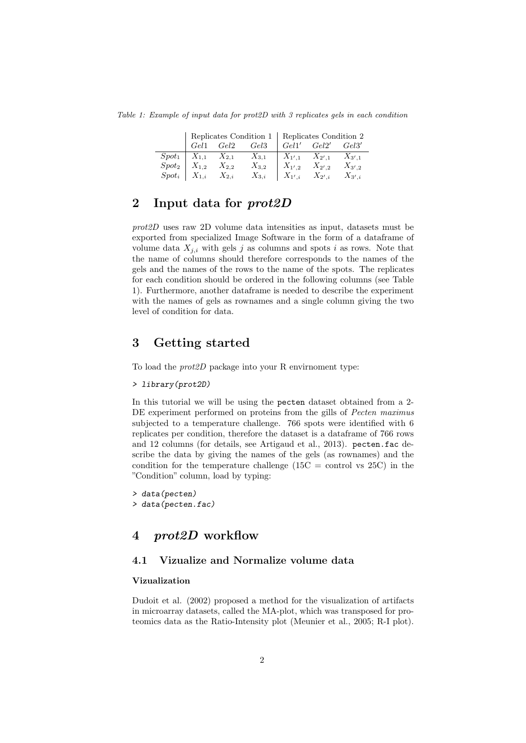*Table 1: Example of input data for prot2D with 3 replicates gels in each condition*

| | Replicates Condition 1 | | | Replicates Condition 2 | | |
|---|---|---|---|---|---|---|
| | $Gel1$ | $Gel2$ | $Gel3$ | $Gel1'$ | $Gel2'$ | $Gel3'$ |
| $Spot_1$ | $X_{1,1}$ | $X_{2,1}$ | $X_{3,1}$ | $X_{1',1}$ | $X_{2',1}$ | $X_{3',1}$ |
| $Spot_2$ | $X_{1,2}$ | $X_{2,2}$ | $X_{3,2}$ | $X_{1',2}$ | $X_{2',2}$ | $X_{3',2}$ |
| $Spot_i$ | $X_{1,i}$ | $X_{2,i}$ | $X_{3,i}$ | $X_{1',i}$ | $X_{2',i}$ | $X_{3',i}$ |

## 2 Input data for *prot2D*

*prot2D* uses raw 2D volume data intensities as input, datasets must be exported from specialized Image Software in the form of a dataframe of volume data $X_{j,i}$ with gels $j$ as columns and spots $i$ as rows. Note that the name of columns should therefore corresponds to the names of the gels and the names of the rows to the name of the spots. The replicates for each condition should be ordered in the following columns (see Table 1). Furthermore, another dataframe is needed to describe the experiment with the names of gels as rownames and a single column giving the two level of condition for data.

## 3 Getting started

To load the *prot2D* package into your R envirnoment type:

```
> library(prot2D)
```

In this tutorial we will be using the `pecten` dataset obtained from a 2-DE experiment performed on proteins from the gills of *Pecten maximus* subjected to a temperature challenge. 766 spots were identified with 6 replicates per condition, therefore the dataset is a dataframe of 766 rows and 12 columns (for details, see Artigaud et al., 2013). `pecten.fac` describe the data by giving the names of the gels (as rownames) and the condition for the temperature challenge (15C = control vs 25C) in the "Condition" column, load by typing:

```
> data(pecten)
> data(pecten.fac)
```

## 4 *prot2D* workflow

### 4.1 Vizualize and Normalize volume data

#### Vizualization

Dudoit et al. (2002) proposed a method for the visualization of artifacts in microarray datasets, called the MA-plot, which was transposed for proteomics data as the Ratio-Intensity plot (Meunier et al., 2005; R-I plot).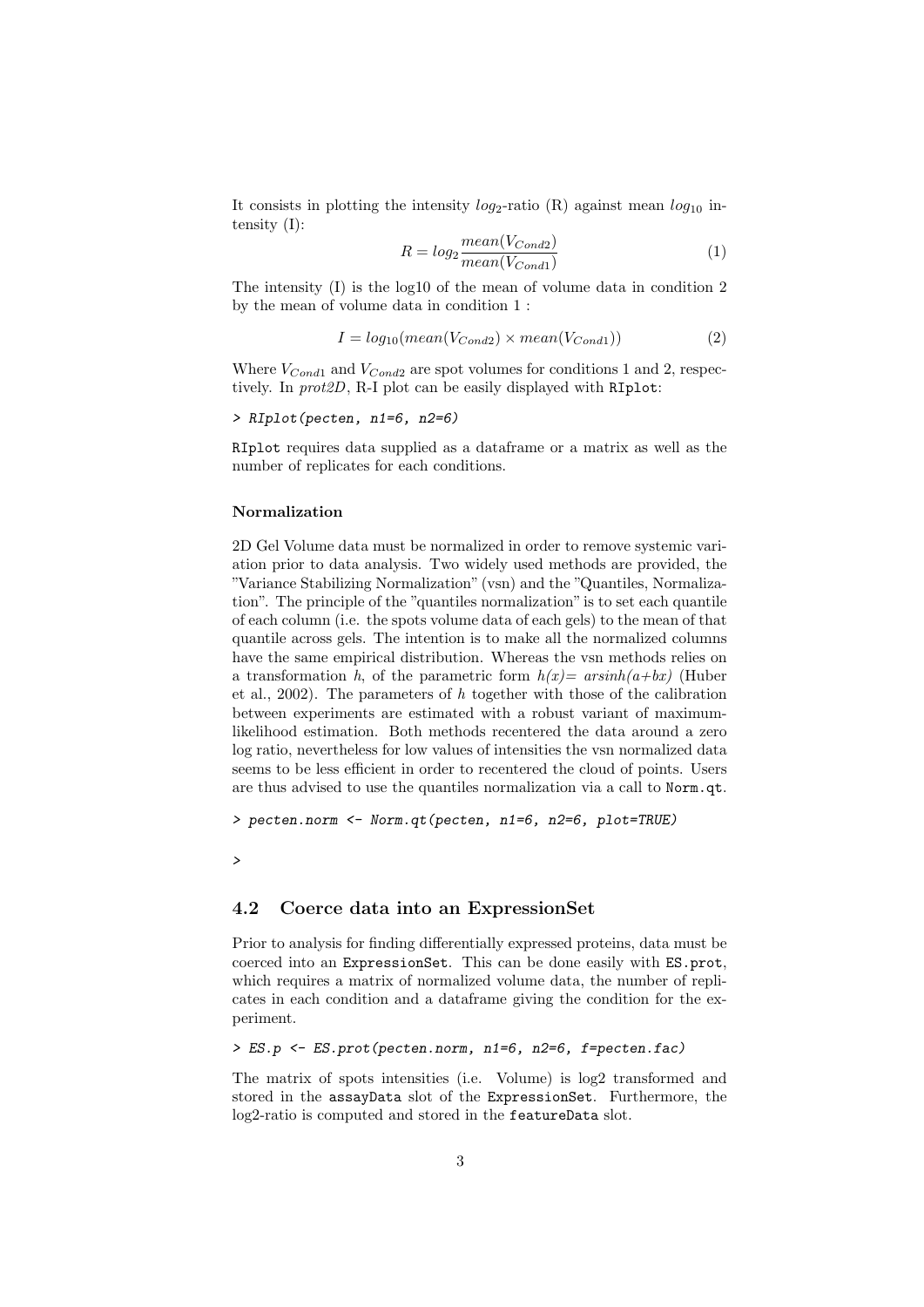It consists in plotting the intensity $log_2$-ratio (R) against mean $log_{10}$ intensity (I):

$$R = log_2 \frac{mean(V_{Cond2})}{mean(V_{Cond1})} \tag{1}$$

The intensity (I) is the log10 of the mean of volume data in condition 2 by the mean of volume data in condition 1 :

$$I = log_{10}(mean(V_{Cond2}) \times mean(V_{Cond1})) \tag{2}$$

Where $V_{Cond1}$ and $V_{Cond2}$ are spot volumes for conditions 1 and 2, respectively. In *prot2D*, R-I plot can be easily displayed with `RIplot`:

```
> RIplot(pecten, n1=6, n2=6)
```

`RIplot` requires data supplied as a dataframe or a matrix as well as the number of replicates for each conditions.

**Normalization**

2D Gel Volume data must be normalized in order to remove systemic variation prior to data analysis. Two widely used methods are provided, the "Variance Stabilizing Normalization" (vsn) and the "Quantiles, Normalization". The principle of the "quantiles normalization" is to set each quantile of each column (i.e. the spots volume data of each gels) to the mean of that quantile across gels. The intention is to make all the normalized columns have the same empirical distribution. Whereas the vsn methods relies on a transformation *h*, of the parametric form *h(x)= arsinh(a+bx)* (Huber et al., 2002). The parameters of *h* together with those of the calibration between experiments are estimated with a robust variant of maximum-likelihood estimation. Both methods recentered the data around a zero log ratio, nevertheless for low values of intensities the vsn normalized data seems to be less efficient in order to recentered the cloud of points. Users are thus advised to use the quantiles normalization via a call to `Norm.qt`.

```
> pecten.norm <- Norm.qt(pecten, n1=6, n2=6, plot=TRUE)

>
```

## 4.2 Coerce data into an ExpressionSet

Prior to analysis for finding differentially expressed proteins, data must be coerced into an `ExpressionSet`. This can be done easily with `ES.prot`, which requires a matrix of normalized volume data, the number of replicates in each condition and a dataframe giving the condition for the experiment.

```
> ES.p <- ES.prot(pecten.norm, n1=6, n2=6, f=pecten.fac)
```

The matrix of spots intensities (i.e. Volume) is log2 transformed and stored in the `assayData` slot of the `ExpressionSet`. Furthermore, the log2-ratio is computed and stored in the `featureData` slot.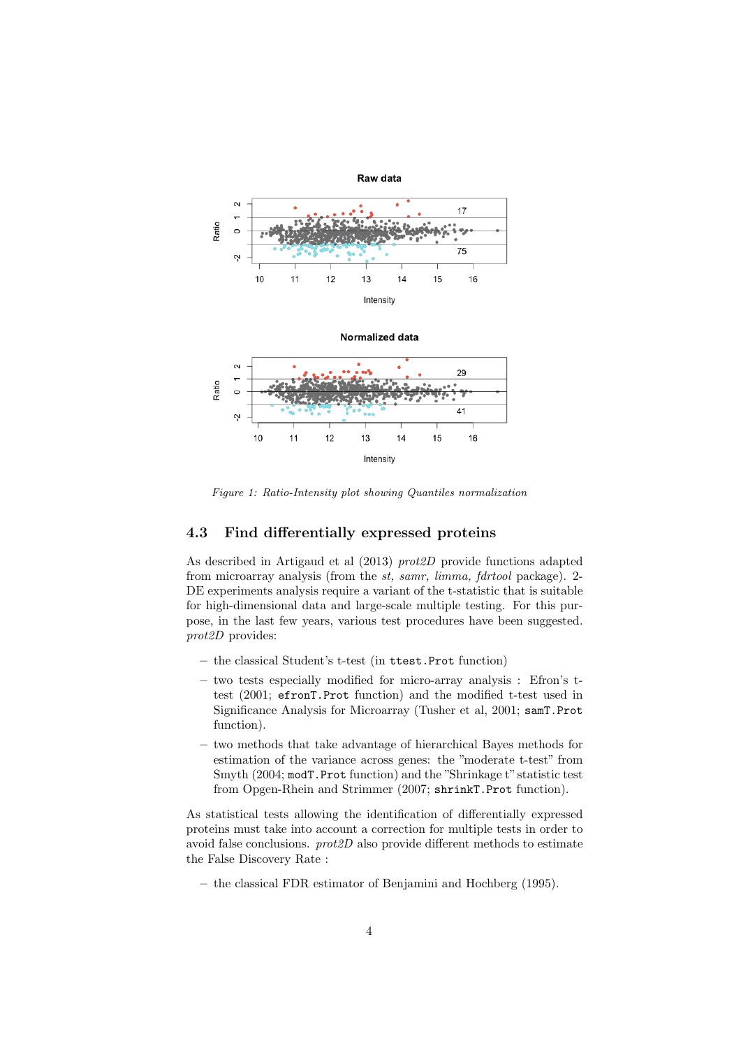Figure 1: Ratio-Intensity plot showing Quantiles normalization

### 4.3 Find differentially expressed proteins

As described in Artigaud et al (2013) *prot2D* provide functions adapted from microarray analysis (from the *st, samr, limma, fdrtool* package). 2-DE experiments analysis require a variant of the t-statistic that is suitable for high-dimensional data and large-scale multiple testing. For this purpose, in the last few years, various test procedures have been suggested. *prot2D* provides:

- the classical Student's t-test (in `ttest.Prot` function)
- two tests especially modified for micro-array analysis : Efron's t-test (2001; `efronT.Prot` function) and the modified t-test used in Significance Analysis for Microarray (Tusher et al, 2001; `samT.Prot` function).
- two methods that take advantage of hierarchical Bayes methods for estimation of the variance across genes: the "moderate t-test" from Smyth (2004; `modT.Prot` function) and the "Shrinkage t" statistic test from Opgen-Rhein and Strimmer (2007; `shrinkT.Prot` function).

As statistical tests allowing the identification of differentially expressed proteins must take into account a correction for multiple tests in order to avoid false conclusions. *prot2D* also provide different methods to estimate the False Discovery Rate :

- the classical FDR estimator of Benjamini and Hochberg (1995).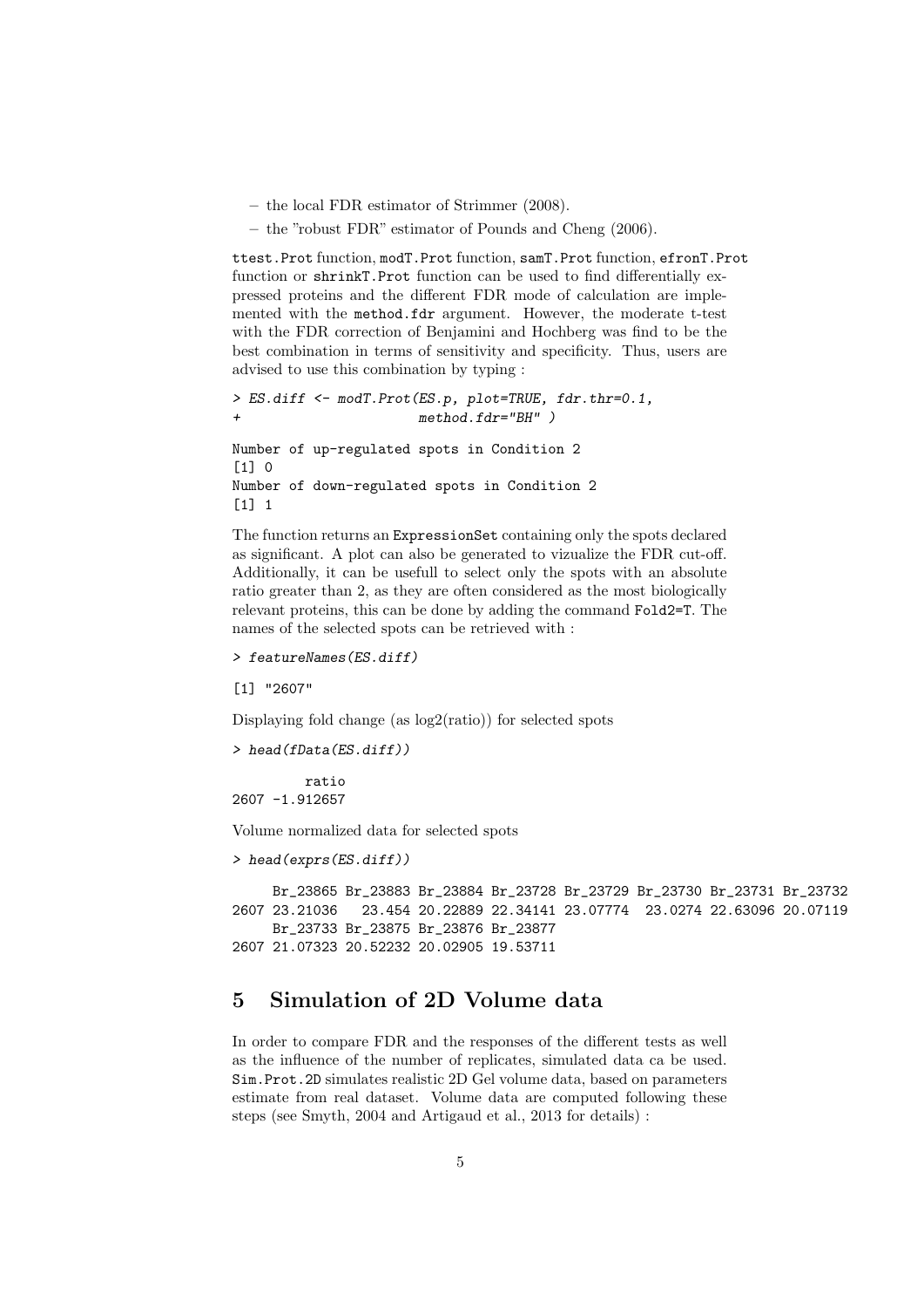– the local FDR estimator of Strimmer (2008).

– the "robust FDR" estimator of Pounds and Cheng (2006).

`ttest.Prot` function, `modT.Prot` function, `samT.Prot` function, `efronT.Prot` function or `shrinkT.Prot` function can be used to find differentially expressed proteins and the different FDR mode of calculation are implemented with the `method.fdr` argument. However, the moderate t-test with the FDR correction of Benjamini and Hochberg was find to be the best combination in terms of sensitivity and specificity. Thus, users are advised to use this combination by typing :

```
> ES.diff <- modT.Prot(ES.p, plot=TRUE, fdr.thr=0.1,
+                      method.fdr="BH" )

Number of up-regulated spots in Condition 2
[1] 0
Number of down-regulated spots in Condition 2
[1] 1
```

The function returns an `ExpressionSet` containing only the spots declared as significant. A plot can also be generated to vizualize the FDR cut-off. Additionally, it can be usefull to select only the spots with an absolute ratio greater than 2, as they are often considered as the most biologically relevant proteins, this can be done by adding the command `Fold2=T`. The names of the selected spots can be retrieved with :

```
> featureNames(ES.diff)

[1] "2607"
```

Displaying fold change (as log2(ratio)) for selected spots

```
> head(fData(ES.diff))

         ratio
2607 -1.912657
```

Volume normalized data for selected spots

```
> head(exprs(ES.diff))

     Br_23865 Br_23883 Br_23884 Br_23728 Br_23729 Br_23730 Br_23731 Br_23732
2607 23.21036   23.454 20.22889 22.34141 23.07774  23.0274 22.63096 20.07119
     Br_23733 Br_23875 Br_23876 Br_23877
2607 21.07323 20.52232 20.02905 19.53711
```

# 5 Simulation of 2D Volume data

In order to compare FDR and the responses of the different tests as well as the influence of the number of replicates, simulated data ca be used. `Sim.Prot.2D` simulates realistic 2D Gel volume data, based on parameters estimate from real dataset. Volume data are computed following these steps (see Smyth, 2004 and Artigaud et al., 2013 for details) :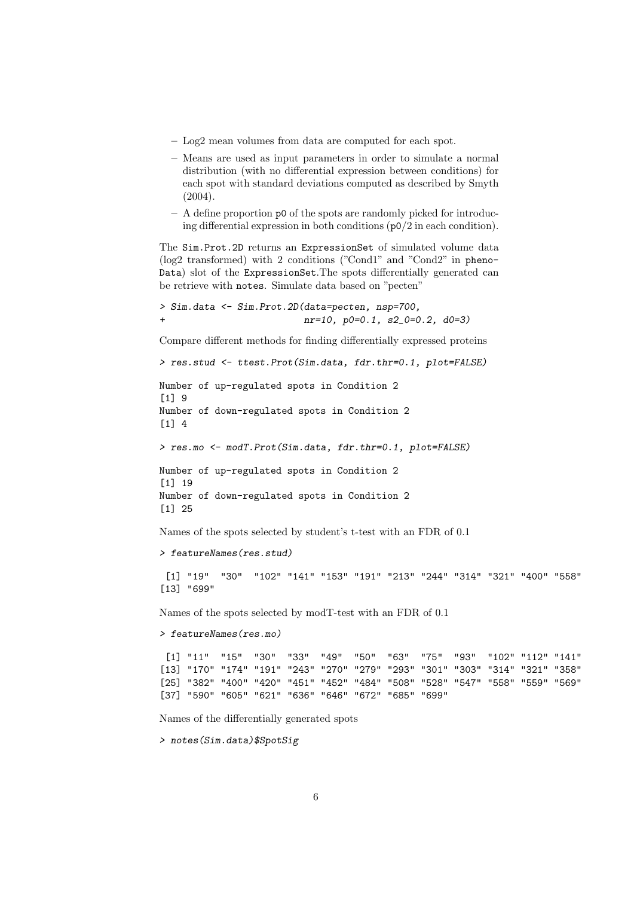- Log2 mean volumes from data are computed for each spot.
- Means are used as input parameters in order to simulate a normal distribution (with no differential expression between conditions) for each spot with standard deviations computed as described by Smyth (2004).
- A define proportion p0 of the spots are randomly picked for introducing differential expression in both conditions (p0/2 in each condition).

The Sim.Prot.2D returns an ExpressionSet of simulated volume data (log2 transformed) with 2 conditions ("Cond1" and "Cond2" in phenoData) slot of the ExpressionSet.The spots differentially generated can be retrieve with notes. Simulate data based on "pecten"

```
> Sim.data <- Sim.Prot.2D(data=pecten, nsp=700,
+                         nr=10, p0=0.1, s2_0=0.2, d0=3)
```

Compare different methods for finding differentially expressed proteins

```
> res.stud <- ttest.Prot(Sim.data, fdr.thr=0.1, plot=FALSE)

Number of up-regulated spots in Condition 2
[1] 9
Number of down-regulated spots in Condition 2
[1] 4

> res.mo <- modT.Prot(Sim.data, fdr.thr=0.1, plot=FALSE)

Number of up-regulated spots in Condition 2
[1] 19
Number of down-regulated spots in Condition 2
[1] 25
```

Names of the spots selected by student's t-test with an FDR of 0.1

```
> featureNames(res.stud)

 [1] "19"  "30"  "102" "141" "153" "191" "213" "244" "314" "321" "400" "558"
[13] "699"
```

Names of the spots selected by modT-test with an FDR of 0.1

```
> featureNames(res.mo)

 [1] "11"  "15"  "30"  "33"  "49"  "50"  "63"  "75"  "93"  "102" "112" "141"
[13] "170" "174" "191" "243" "270" "279" "293" "301" "303" "314" "321" "358"
[25] "382" "400" "420" "451" "452" "484" "508" "528" "547" "558" "559" "569"
[37] "590" "605" "621" "636" "646" "672" "685" "699"
```

Names of the differentially generated spots

```
> notes(Sim.data)$SpotSig
```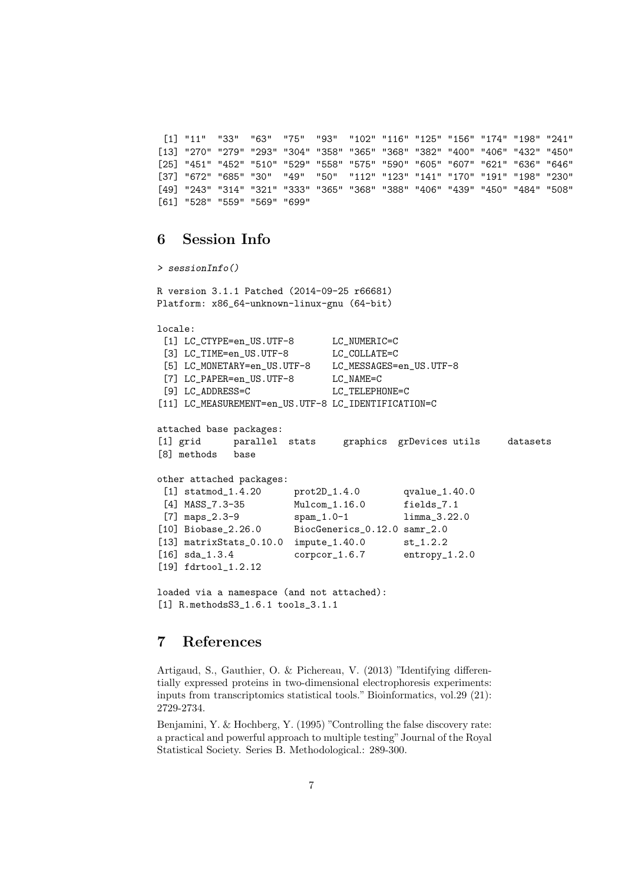```
 [1] "11"  "33"  "63"  "75"  "93"  "102" "116" "125" "156" "174" "198" "241"
[13] "270" "279" "293" "304" "358" "365" "368" "382" "400" "406" "432" "450"
[25] "451" "452" "510" "529" "558" "575" "590" "605" "607" "621" "636" "646"
[37] "672" "685" "30"  "49"  "50"  "112" "123" "141" "170" "191" "198" "230"
[49] "243" "314" "321" "333" "365" "368" "388" "406" "439" "450" "484" "508"
[61] "528" "559" "569" "699"
```

## 6 Session Info

```
> sessionInfo()

R version 3.1.1 Patched (2014-09-25 r66681)
Platform: x86_64-unknown-linux-gnu (64-bit)

locale:
 [1] LC_CTYPE=en_US.UTF-8       LC_NUMERIC=C
 [3] LC_TIME=en_US.UTF-8        LC_COLLATE=C
 [5] LC_MONETARY=en_US.UTF-8    LC_MESSAGES=en_US.UTF-8
 [7] LC_PAPER=en_US.UTF-8       LC_NAME=C
 [9] LC_ADDRESS=C               LC_TELEPHONE=C
[11] LC_MEASUREMENT=en_US.UTF-8 LC_IDENTIFICATION=C

attached base packages:
[1] grid      parallel  stats     graphics  grDevices utils     datasets
[8] methods   base

other attached packages:
 [1] statmod_1.4.20      prot2D_1.4.0        qvalue_1.40.0
 [4] MASS_7.3-35         Mulcom_1.16.0       fields_7.1
 [7] maps_2.3-9          spam_1.0-1          limma_3.22.0
[10] Biobase_2.26.0      BiocGenerics_0.12.0 samr_2.0
[13] matrixStats_0.10.0  impute_1.40.0       st_1.2.2
[16] sda_1.3.4           corpcor_1.6.7       entropy_1.2.0
[19] fdrtool_1.2.12

loaded via a namespace (and not attached):
[1] R.methodsS3_1.6.1 tools_3.1.1
```

## 7 References

Artigaud, S., Gauthier, O. & Pichereau, V. (2013) "Identifying differentially expressed proteins in two-dimensional electrophoresis experiments: inputs from transcriptomics statistical tools." Bioinformatics, vol.29 (21): 2729-2734.

Benjamini, Y. & Hochberg, Y. (1995) "Controlling the false discovery rate: a practical and powerful approach to multiple testing" Journal of the Royal Statistical Society. Series B. Methodological.: 289-300.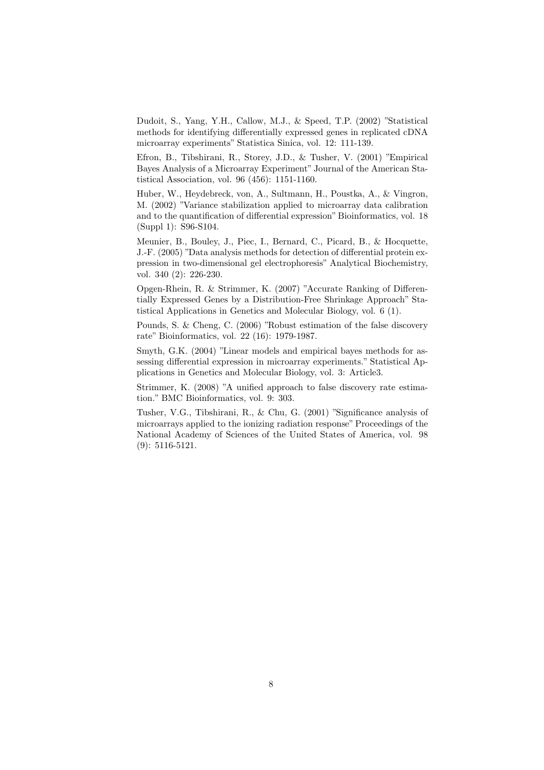Dudoit, S., Yang, Y.H., Callow, M.J., & Speed, T.P. (2002) "Statistical methods for identifying differentially expressed genes in replicated cDNA microarray experiments" Statistica Sinica, vol. 12: 111-139.

Efron, B., Tibshirani, R., Storey, J.D., & Tusher, V. (2001) "Empirical Bayes Analysis of a Microarray Experiment" Journal of the American Statistical Association, vol. 96 (456): 1151-1160.

Huber, W., Heydebreck, von, A., Sultmann, H., Poustka, A., & Vingron, M. (2002) "Variance stabilization applied to microarray data calibration and to the quantification of differential expression" Bioinformatics, vol. 18 (Suppl 1): S96-S104.

Meunier, B., Bouley, J., Piec, I., Bernard, C., Picard, B., & Hocquette, J.-F. (2005) "Data analysis methods for detection of differential protein expression in two-dimensional gel electrophoresis" Analytical Biochemistry, vol. 340 (2): 226-230.

Opgen-Rhein, R. & Strimmer, K. (2007) "Accurate Ranking of Differentially Expressed Genes by a Distribution-Free Shrinkage Approach" Statistical Applications in Genetics and Molecular Biology, vol. 6 (1).

Pounds, S. & Cheng, C. (2006) "Robust estimation of the false discovery rate" Bioinformatics, vol. 22 (16): 1979-1987.

Smyth, G.K. (2004) "Linear models and empirical bayes methods for assessing differential expression in microarray experiments." Statistical Applications in Genetics and Molecular Biology, vol. 3: Article3.

Strimmer, K. (2008) "A unified approach to false discovery rate estimation." BMC Bioinformatics, vol. 9: 303.

Tusher, V.G., Tibshirani, R., & Chu, G. (2001) "Significance analysis of microarrays applied to the ionizing radiation response" Proceedings of the National Academy of Sciences of the United States of America, vol. 98 (9): 5116-5121.